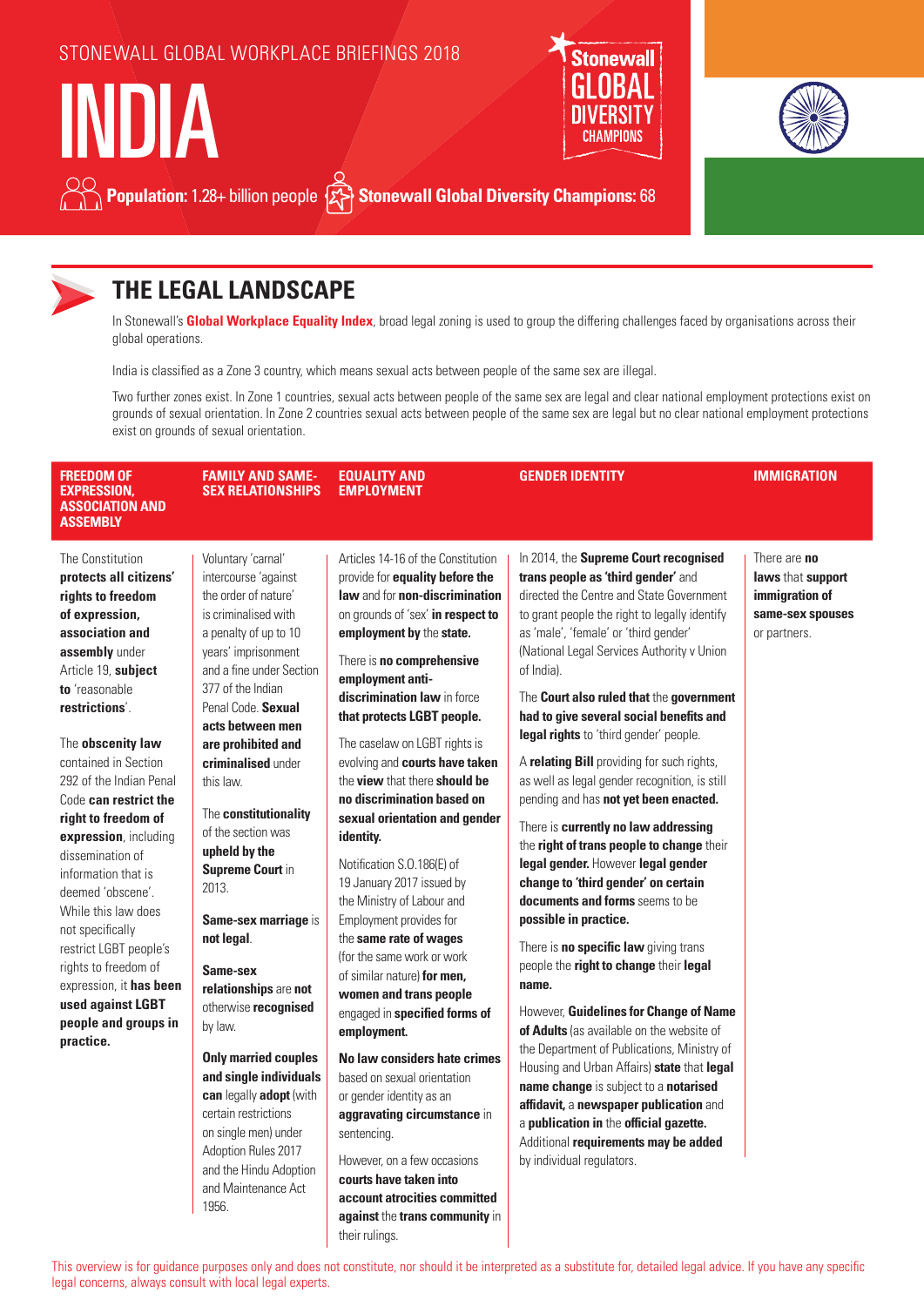STONEWALL GLOBAL WORKPLACE BRIEFINGS 2018

# INDIA

**Population:** 1.28+ billion people **Stonewall Global Diversity Champions:** 68

## THE LEGAL LANDSCAPE

In Stonewall's **Global Workplace Equality Index**, broad legal zoning is used to group the differing challenges faced by organisations across their global operations.

India is classified as a Zone 3 country, which means sexual acts between people of the same sex are illegal.

Two further zones exist. In Zone 1 countries, sexual acts between people of the same sex are legal and clear national employment protections exist on grounds of sexual orientation. In Zone 2 countries sexual acts between people of the same sex are legal but no clear national employment protections exist on grounds of sexual orientation.

### FREEDOM OF EXPRESSION, ASSOCIATION AND ASSEMBLY

The Constitution **protects all citizens' rights to freedom of expression, association and assembly** under Article 19, **subject to** 'reasonable **restrictions**'.

The **obscenity law** contained in Section 292 of the Indian Penal Code **can restrict the right to freedom of expression**, including dissemination of information that is deemed 'obscene'. While this law does not specifically restrict LGBT people's rights to freedom of expression, it **has been used against LGBT people and groups in practice.**

### FAMILY AND SAME-SEX RELATIONSHIPS

Voluntary 'carnal' intercourse 'against the order of nature' is criminalised with a penalty of up to 10 years' imprisonment and a fine under Section 377 of the Indian Penal Code. **Sexual acts between men are prohibited and criminalised** under this law.

The **constitutionality** of the section was **upheld by the Supreme Court** in 2013.

**Same-sex marriage** is **not legal**.

**Same-sex relationships** are **not** otherwise **recognised** by law.

**Only married couples and single individuals can** legally **adopt** (with certain restrictions on single men) under Adoption Rules 2017 and the Hindu Adoption and Maintenance Act 1956.

### EQUALITY AND EMPLOYMENT

Articles 14-16 of the Constitution provide for **equality before the law** and for **non-discrimination** on grounds of 'sex' **in respect to employment by** the **state.**

There is **no comprehensive employment anti-discrimination law** in force **that protects LGBT people.**

The caselaw on LGBT rights is evolving and **courts have taken** the **view** that there **should be no discrimination based on sexual orientation and gender identity.**

Notification S.O.186(E) of 19 January 2017 issued by the Ministry of Labour and Employment provides for the **same rate of wages** (for the same work or work of similar nature) **for men, women and trans people** engaged in **specified forms of employment.**

**No law considers hate crimes** based on sexual orientation or gender identity as an **aggravating circumstance** in sentencing.

However, on a few occasions **courts have taken into account atrocities committed against** the **trans community** in their rulings.

### GENDER IDENTITY

In 2014, the **Supreme Court recognised trans people as 'third gender'** and directed the Centre and State Government to grant people the right to legally identify as 'male', 'female' or 'third gender' (National Legal Services Authority v Union of India).

The **Court also ruled that** the **government had to give several social benefits and legal rights** to 'third gender' people.

A **relating Bill** providing for such rights, as well as legal gender recognition, is still pending and has **not yet been enacted.**

There is **currently no law addressing** the **right of trans people to change** their **legal gender.** However **legal gender change to 'third gender' on certain documents and forms** seems to be **possible in practice.**

There is **no specific law** giving trans people the **right to change** their **legal name.**

However, **Guidelines for Change of Name of Adults** (as available on the website of the Department of Publications, Ministry of Housing and Urban Affairs) **state** that **legal name change** is subject to a **notarised affidavit,** a **newspaper publication** and a **publication in** the **official gazette.** Additional **requirements may be added** by individual regulators.

### IMMIGRATION

There are **no laws** that **support immigration of same-sex spouses** or partners.

This overview is for guidance purposes only and does not constitute, nor should it be interpreted as a substitute for, detailed legal advice. If you have any specific legal concerns, always consult with local legal experts.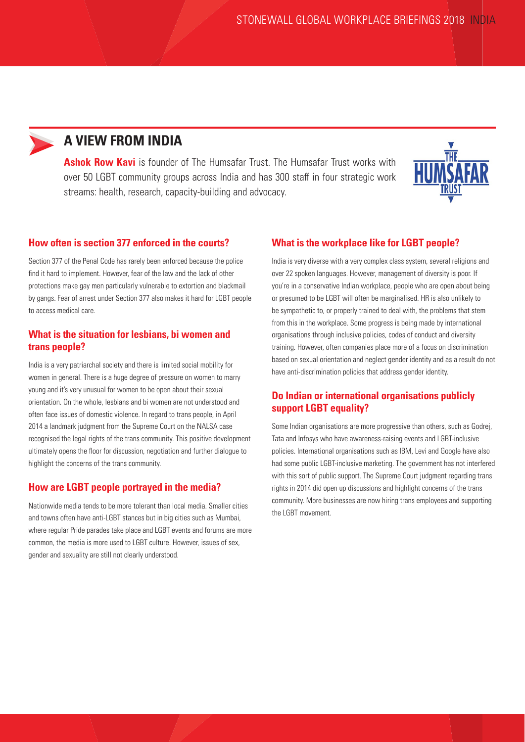## A VIEW FROM INDIA

**Ashok Row Kavi** is founder of The Humsafar Trust. The Humsafar Trust works with over 50 LGBT community groups across India and has 300 staff in four strategic work streams: health, research, capacity-building and advocacy.

### How often is section 377 enforced in the courts?

Section 377 of the Penal Code has rarely been enforced because the police find it hard to implement. However, fear of the law and the lack of other protections make gay men particularly vulnerable to extortion and blackmail by gangs. Fear of arrest under Section 377 also makes it hard for LGBT people to access medical care.

### What is the situation for lesbians, bi women and trans people?

India is a very patriarchal society and there is limited social mobility for women in general. There is a huge degree of pressure on women to marry young and it's very unusual for women to be open about their sexual orientation. On the whole, lesbians and bi women are not understood and often face issues of domestic violence. In regard to trans people, in April 2014 a landmark judgment from the Supreme Court on the NALSA case recognised the legal rights of the trans community. This positive development ultimately opens the floor for discussion, negotiation and further dialogue to highlight the concerns of the trans community.

### How are LGBT people portrayed in the media?

Nationwide media tends to be more tolerant than local media. Smaller cities and towns often have anti-LGBT stances but in big cities such as Mumbai, where regular Pride parades take place and LGBT events and forums are more common, the media is more used to LGBT culture. However, issues of sex, gender and sexuality are still not clearly understood.

### What is the workplace like for LGBT people?

India is very diverse with a very complex class system, several religions and over 22 spoken languages. However, management of diversity is poor. If you're in a conservative Indian workplace, people who are open about being or presumed to be LGBT will often be marginalised. HR is also unlikely to be sympathetic to, or properly trained to deal with, the problems that stem from this in the workplace. Some progress is being made by international organisations through inclusive policies, codes of conduct and diversity training. However, often companies place more of a focus on discrimination based on sexual orientation and neglect gender identity and as a result do not have anti-discrimination policies that address gender identity.

### Do Indian or international organisations publicly support LGBT equality?

Some Indian organisations are more progressive than others, such as Godrej, Tata and Infosys who have awareness-raising events and LGBT-inclusive policies. International organisations such as IBM, Levi and Google have also had some public LGBT-inclusive marketing. The government has not interfered with this sort of public support. The Supreme Court judgment regarding trans rights in 2014 did open up discussions and highlight concerns of the trans community. More businesses are now hiring trans employees and supporting the LGBT movement.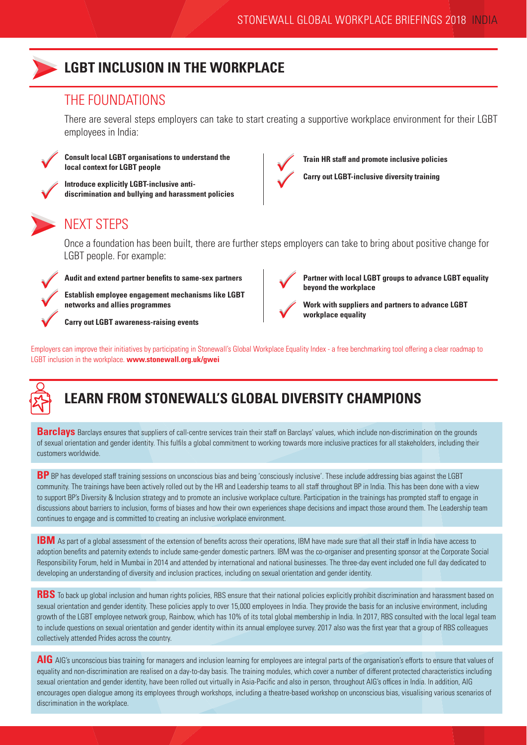## LGBT INCLUSION IN THE WORKPLACE

### THE FOUNDATIONS

There are several steps employers can take to start creating a supportive workplace environment for their LGBT employees in India:

- **Consult local LGBT organisations to understand the local context for LGBT people**
- **Introduce explicitly LGBT-inclusive anti-discrimination and bullying and harassment policies**
- **Train HR staff and promote inclusive policies**
- **Carry out LGBT-inclusive diversity training**

### NEXT STEPS

Once a foundation has been built, there are further steps employers can take to bring about positive change for LGBT people. For example:

- **Audit and extend partner benefits to same-sex partners**
- **Establish employee engagement mechanisms like LGBT networks and allies programmes**
- **Carry out LGBT awareness-raising events**
- **Partner with local LGBT groups to advance LGBT equality beyond the workplace**
- **Work with suppliers and partners to advance LGBT workplace equality**

Employers can improve their initiatives by participating in Stonewall's Global Workplace Equality Index - a free benchmarking tool offering a clear roadmap to LGBT inclusion in the workplace. **www.stonewall.org.uk/gwei**

## LEARN FROM STONEWALL'S GLOBAL DIVERSITY CHAMPIONS

**Barclays** Barclays ensures that suppliers of call-centre services train their staff on Barclays' values, which include non-discrimination on the grounds of sexual orientation and gender identity. This fulfils a global commitment to working towards more inclusive practices for all stakeholders, including their customers worldwide.

**BP** BP has developed staff training sessions on unconscious bias and being 'consciously inclusive'. These include addressing bias against the LGBT community. The trainings have been actively rolled out by the HR and Leadership teams to all staff throughout BP in India. This has been done with a view to support BP's Diversity & Inclusion strategy and to promote an inclusive workplace culture. Participation in the trainings has prompted staff to engage in discussions about barriers to inclusion, forms of biases and how their own experiences shape decisions and impact those around them. The Leadership team continues to engage and is committed to creating an inclusive workplace environment.

**IBM** As part of a global assessment of the extension of benefits across their operations, IBM have made sure that all their staff in India have access to adoption benefits and paternity extends to include same-gender domestic partners. IBM was the co-organiser and presenting sponsor at the Corporate Social Responsibility Forum, held in Mumbai in 2014 and attended by international and national businesses. The three-day event included one full day dedicated to developing an understanding of diversity and inclusion practices, including on sexual orientation and gender identity.

**RBS** To back up global inclusion and human rights policies, RBS ensure that their national policies explicitly prohibit discrimination and harassment based on sexual orientation and gender identity. These policies apply to over 15,000 employees in India. They provide the basis for an inclusive environment, including growth of the LGBT employee network group, Rainbow, which has 10% of its total global membership in India. In 2017, RBS consulted with the local legal team to include questions on sexual orientation and gender identity within its annual employee survey. 2017 also was the first year that a group of RBS colleagues collectively attended Prides across the country.

**AIG** AIG's unconscious bias training for managers and inclusion learning for employees are integral parts of the organisation's efforts to ensure that values of equality and non-discrimination are realised on a day-to-day basis. The training modules, which cover a number of different protected characteristics including sexual orientation and gender identity, have been rolled out virtually in Asia-Pacific and also in person, throughout AIG's offices in India. In addition, AIG encourages open dialogue among its employees through workshops, including a theatre-based workshop on unconscious bias, visualising various scenarios of discrimination in the workplace.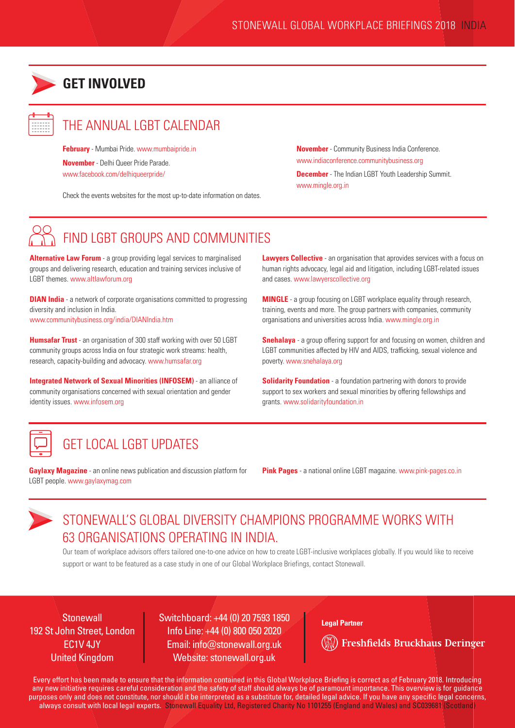## GET INVOLVED

### THE ANNUAL LGBT CALENDAR

**February** - Mumbai Pride. www.mumbaipride.in

**November** - Delhi Queer Pride Parade. www.facebook.com/delhiqueerpride/

Check the events websites for the most up-to-date information on dates.

**November** - Community Business India Conference. www.indiaconference.communitybusiness.org

**December** - The Indian LGBT Youth Leadership Summit. www.mingle.org.in

### FIND LGBT GROUPS AND COMMUNITIES

**Alternative Law Forum** - a group providing legal services to marginalised groups and delivering research, education and training services inclusive of LGBT themes. www.altlawforum.org

**DIAN India** - a network of corporate organisations committed to progressing diversity and inclusion in India. www.communitybusiness.org/india/DIANIndia.htm

**Humsafar Trust** - an organisation of 300 staff working with over 50 LGBT community groups across India on four strategic work streams: health, research, capacity-building and advocacy. www.humsafar.org

**Integrated Network of Sexual Minorities (INFOSEM)** - an alliance of community organisations concerned with sexual orientation and gender identity issues. www.infosem.org

**Lawyers Collective** - an organisation that aprovides services with a focus on human rights advocacy, legal aid and litigation, including LGBT-related issues and cases. www.lawyerscollective.org

**MINGLE** - a group focusing on LGBT workplace equality through research, training, events and more. The group partners with companies, community organisations and universities across India. www.mingle.org.in

**Snehalaya** - a group offering support for and focusing on women, children and LGBT communities affected by HIV and AIDS, trafficking, sexual violence and poverty. www.snehalaya.org

**Solidarity Foundation** - a foundation partnering with donors to provide support to sex workers and sexual minorities by offering fellowships and grants. www.solidarityfoundation.in

### GET LOCAL LGBT UPDATES

**Gaylaxy Magazine** - an online news publication and discussion platform for LGBT people. www.gaylaxymag.com

**Pink Pages** - a national online LGBT magazine. www.pink-pages.co.in

## STONEWALL'S GLOBAL DIVERSITY CHAMPIONS PROGRAMME WORKS WITH 63 ORGANISATIONS OPERATING IN INDIA.

Our team of workplace advisors offers tailored one-to-one advice on how to create LGBT-inclusive workplaces globally. If you would like to receive support or want to be featured as a case study in one of our Global Workplace Briefings, contact Stonewall.

Stonewall
192 St John Street, London
EC1V 4JY
United Kingdom

Switchboard: +44 (0) 20 7593 1850
Info Line: +44 (0) 800 050 2020
Email: info@stonewall.org.uk
Website: stonewall.org.uk

**Legal Partner**

Freshfields Bruckhaus Deringer

Every effort has been made to ensure that the information contained in this Global Workplace Briefing is correct as of February 2018. Introducing any new initiative requires careful consideration and the safety of staff should always be of paramount importance. This overview is for guidance purposes only and does not constitute, nor should it be interpreted as a substitute for, detailed legal advice. If you have any specific legal concerns, always consult with local legal experts. Stonewall Equality Ltd, Registered Charity No 1101255 (England and Wales) and SC039681 (Scotland)